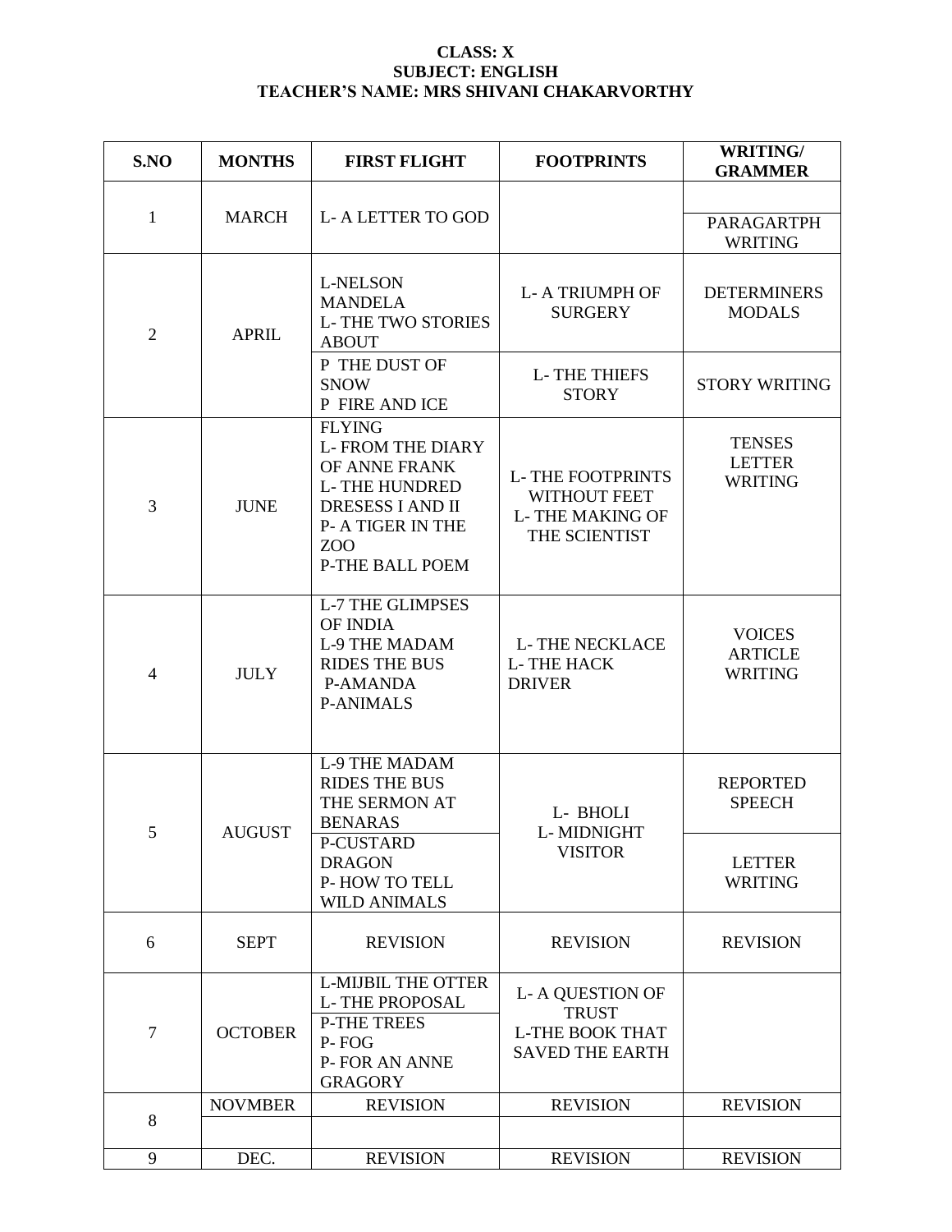**CLASS: X**
**SUBJECT: ENGLISH**
**TEACHER'S NAME: MRS SHIVANI CHAKARVORTHY**

| S.NO | MONTHS | FIRST FLIGHT | FOOTPRINTS | WRITING/ GRAMMER |
|---|---|---|---|---|
| 1 | MARCH | L- A LETTER TO GOD | | PARAGARTPH WRITING |
| 2 | APRIL | L-NELSON MANDELA<br>L- THE TWO STORIES ABOUT | L- A TRIUMPH OF SURGERY | DETERMINERS<br>MODALS |
| | | P THE DUST OF SNOW<br>P FIRE AND ICE | L- THE THIEFS STORY | STORY WRITING |
| 3 | JUNE | FLYING<br>L- FROM THE DIARY OF ANNE FRANK<br>L- THE HUNDRED DRESESS I AND II<br>P- A TIGER IN THE ZOO<br>P-THE BALL POEM | L- THE FOOTPRINTS WITHOUT FEET<br>L- THE MAKING OF THE SCIENTIST | TENSES<br>LETTER WRITING |
| 4 | JULY | L-7 THE GLIMPSES OF INDIA<br>L-9 THE MADAM RIDES THE BUS<br>P-AMANDA<br>P-ANIMALS | L- THE NECKLACE<br>L- THE HACK DRIVER | VOICES<br>ARTICLE WRITING |
| 5 | AUGUST | L-9 THE MADAM RIDES THE BUS<br>THE SERMON AT BENARAS | L- BHOLI<br>L- MIDNIGHT VISITOR | REPORTED SPEECH |
| | | P-CUSTARD DRAGON<br>P- HOW TO TELL WILD ANIMALS | | LETTER WRITING |
| 6 | SEPT | REVISION | REVISION | REVISION |
| 7 | OCTOBER | L-MIJBIL THE OTTER<br>L- THE PROPOSAL | L- A QUESTION OF TRUST<br>L-THE BOOK THAT SAVED THE EARTH | |
| | | P-THE TREES<br>P- FOG<br>P- FOR AN ANNE GRAGORY | | |
| 8 | NOVMBER | REVISION | REVISION | REVISION |
| 9 | DEC. | REVISION | REVISION | REVISION |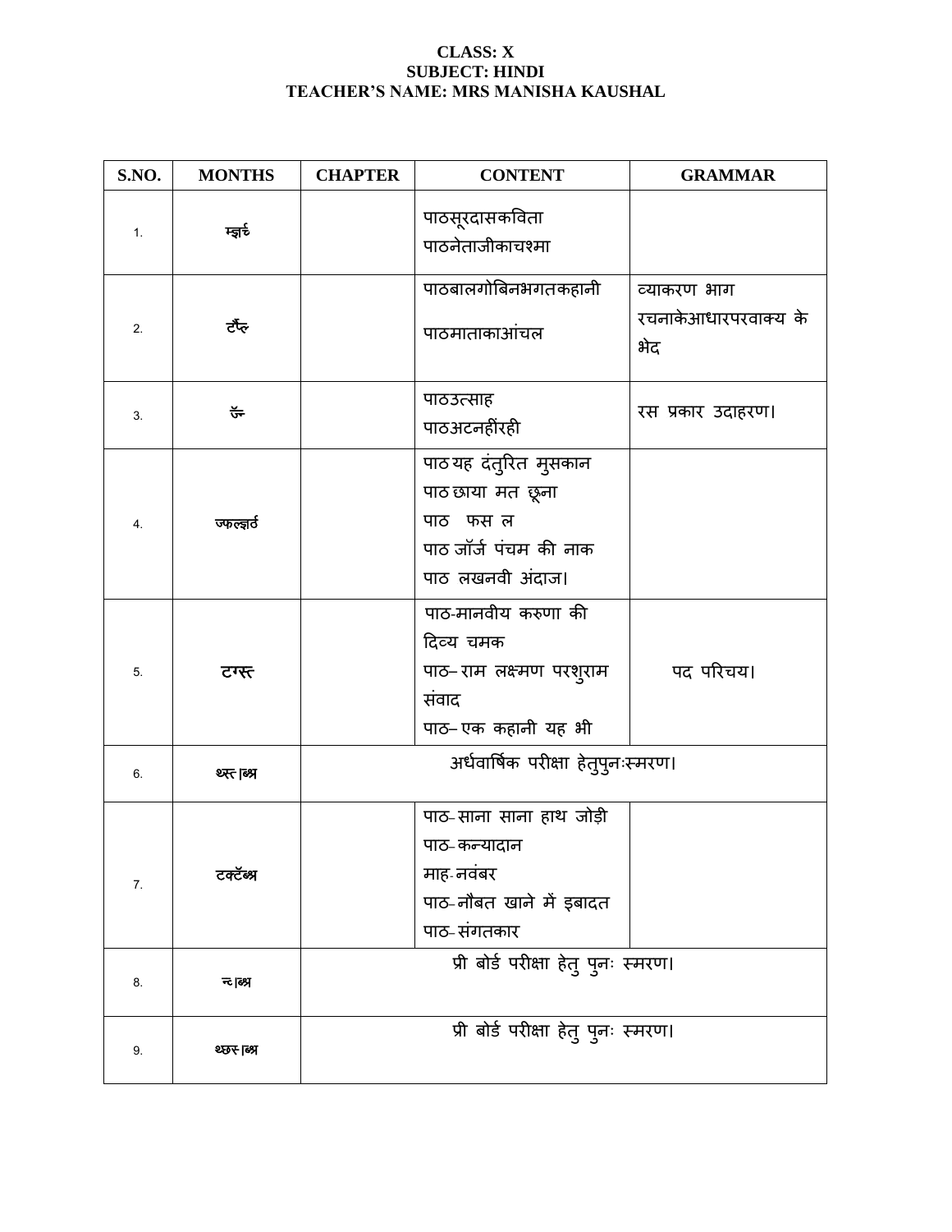**CLASS: X**
**SUBJECT: HINDI**
**TEACHER'S NAME: MRS MANISHA KAUSHAL**

| S.NO. | MONTHS | CHAPTER | CONTENT | GRAMMAR |
|---|---|---|---|---|
| 1. | म्झार्च |  | पाठसूरदासकविता<br>पाठनेताजीकाचश्मा |  |
| 2. | टर्प्ल |  | पाठबालगोबिनभगतकहानी<br><br>पाठमाताकाआंचल | व्याकरण भाग रचनाकेआधारपरवाक्य के भेद |
| 3. | उ्न |  | पाठउत्साह<br>पाठअटनहींरही | रस प्रकार उदाहरण। |
| 4. | ज्फल्झर्ठ |  | पाठ यह दंतुरित मुसकान<br>पाठ छाया मत छूना<br>पाठ  फस ल<br>पाठ जॉर्ज पंचम की नाक<br>पाठ लखनवी अंदाज। |  |
| 5. | टग्स्त |  | पाठ-मानवीय करुणा की दिव्य चमक<br>पाठ– राम लक्ष्मण परशुराम संवाद<br>पाठ– एक कहानी यह भी | पद परिचय। |
| 6. | थ्स्त ाब्भ्र | अर्धवार्षिक परीक्षा हेतुपुनःस्मरण। |  |  |
| 7. | टक्टॅब्भ्र |  | पाठ– साना साना हाथ जोड़ी<br>पाठ– कन्यादान<br>माह- नवंबर<br>पाठ– नौबत खाने में इबादत<br>पाठ– संगतकार |  |
| 8. | न्ाब्भ्र | प्री बोर्ड परीक्षा हेतु पुनः स्मरण। |  |  |
| 9. | थ्छस ाब्भ्र | प्री बोर्ड परीक्षा हेतु पुनः स्मरण। |  |  |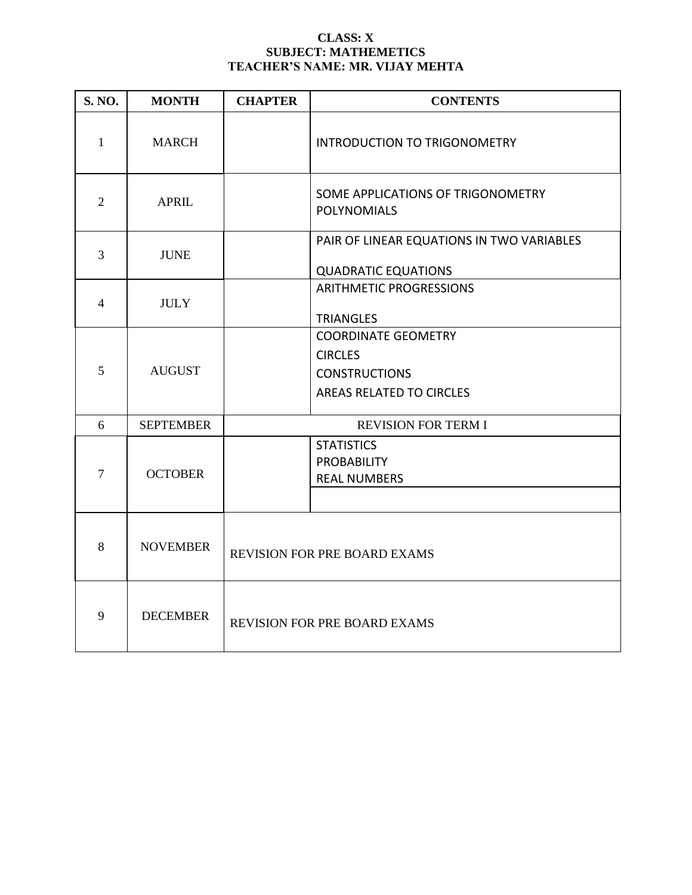**CLASS: X**
**SUBJECT: MATHEMETICS**
**TEACHER'S NAME: MR. VIJAY MEHTA**

| S. NO. | MONTH | CHAPTER | CONTENTS |
|---|---|---|---|
| 1 | MARCH | | INTRODUCTION TO TRIGONOMETRY |
| 2 | APRIL | | SOME APPLICATIONS OF TRIGONOMETRY<br>POLYNOMIALS |
| 3 | JUNE | | PAIR OF LINEAR EQUATIONS IN TWO VARIABLES<br>QUADRATIC EQUATIONS |
| 4 | JULY | | ARITHMETIC PROGRESSIONS<br>TRIANGLES |
| 5 | AUGUST | | COORDINATE GEOMETRY<br>CIRCLES<br>CONSTRUCTIONS<br>AREAS RELATED TO CIRCLES |
| 6 | SEPTEMBER | REVISION FOR TERM I | |
| 7 | OCTOBER | | STATISTICS<br>PROBABILITY<br>REAL NUMBERS |
| 8 | NOVEMBER | REVISION FOR PRE BOARD EXAMS | |
| 9 | DECEMBER | REVISION FOR PRE BOARD EXAMS | |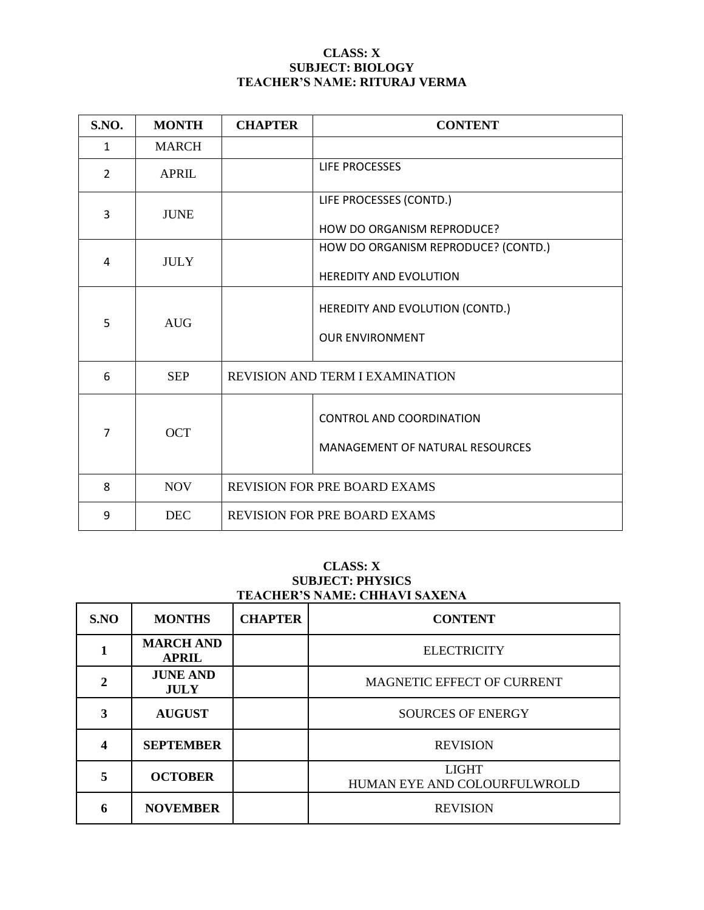**CLASS: X**
**SUBJECT: BIOLOGY**
**TEACHER'S NAME: RITURAJ VERMA**

| S.NO. | MONTH | CHAPTER | CONTENT |
|---|---|---|---|
| 1 | MARCH | | |
| 2 | APRIL | | LIFE PROCESSES |
| 3 | JUNE | | LIFE PROCESSES (CONTD.)<br>HOW DO ORGANISM REPRODUCE? |
| 4 | JULY | | HOW DO ORGANISM REPRODUCE? (CONTD.)<br>HEREDITY AND EVOLUTION |
| 5 | AUG | | HEREDITY AND EVOLUTION (CONTD.)<br>OUR ENVIRONMENT |
| 6 | SEP | REVISION AND TERM I EXAMINATION | |
| 7 | OCT | | CONTROL AND COORDINATION<br>MANAGEMENT OF NATURAL RESOURCES |
| 8 | NOV | REVISION FOR PRE BOARD EXAMS | |
| 9 | DEC | REVISION FOR PRE BOARD EXAMS | |

**CLASS: X**
**SUBJECT: PHYSICS**
**TEACHER'S NAME: CHHAVI SAXENA**

| S.NO | MONTHS | CHAPTER | CONTENT |
|---|---|---|---|
| **1** | **MARCH AND APRIL** | | ELECTRICITY |
| **2** | **JUNE AND JULY** | | MAGNETIC EFFECT OF CURRENT |
| **3** | **AUGUST** | | SOURCES OF ENERGY |
| **4** | **SEPTEMBER** | | REVISION |
| **5** | **OCTOBER** | | LIGHT<br>HUMAN EYE AND COLOURFULWROLD |
| **6** | **NOVEMBER** | | REVISION |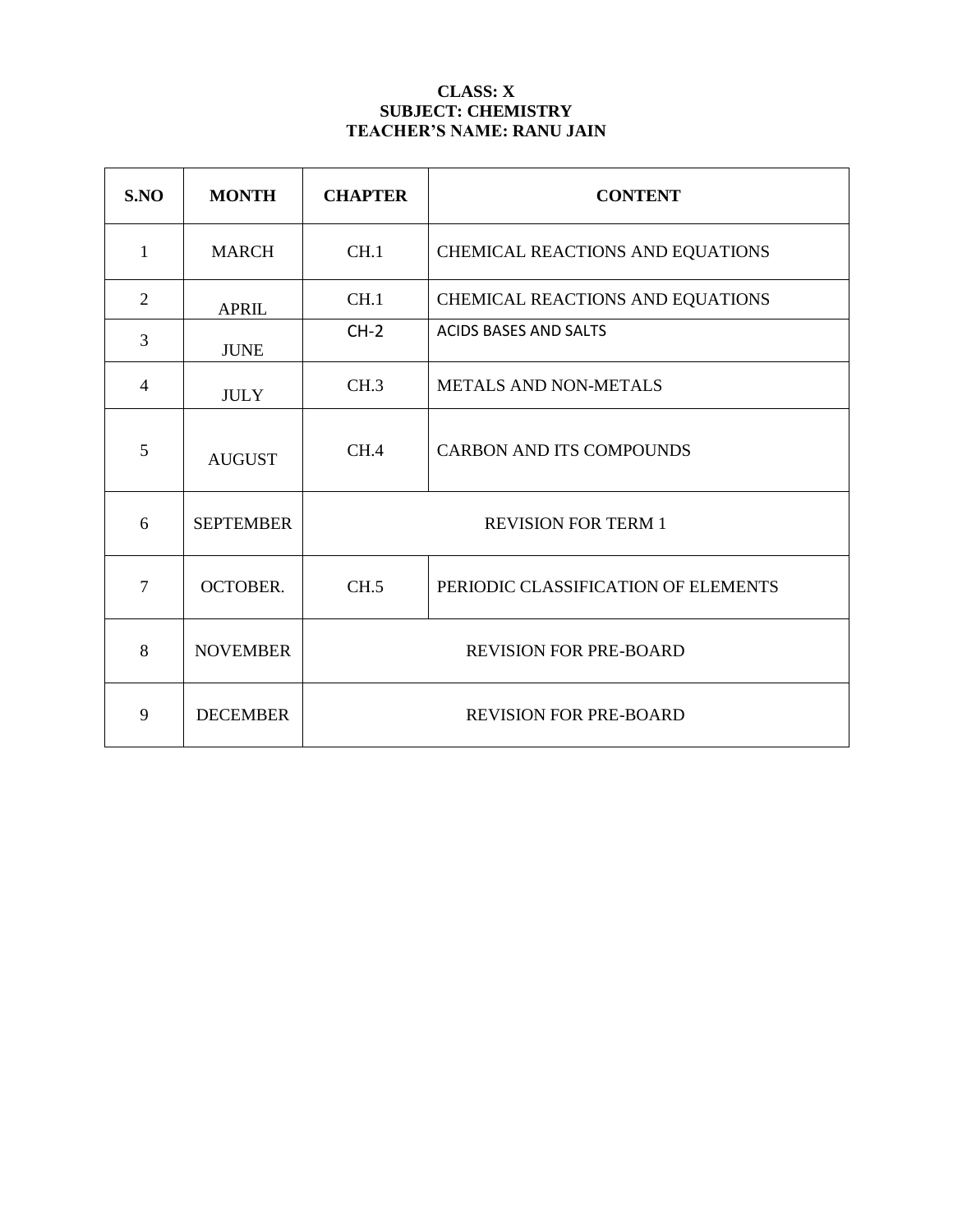**CLASS: X**
**SUBJECT: CHEMISTRY**
**TEACHER'S NAME: RANU JAIN**

| S.NO | MONTH | CHAPTER | CONTENT |
|---|---|---|---|
| 1 | MARCH | CH.1 | CHEMICAL REACTIONS AND EQUATIONS |
| 2 | APRIL | CH.1 | CHEMICAL REACTIONS AND EQUATIONS |
| 3 | JUNE | CH-2 | ACIDS BASES AND SALTS |
| 4 | JULY | CH.3 | METALS AND NON-METALS |
| 5 | AUGUST | CH.4 | CARBON AND ITS COMPOUNDS |
| 6 | SEPTEMBER | REVISION FOR TERM 1 | |
| 7 | OCTOBER. | CH.5 | PERIODIC CLASSIFICATION OF ELEMENTS |
| 8 | NOVEMBER | REVISION FOR PRE-BOARD | |
| 9 | DECEMBER | REVISION FOR PRE-BOARD | |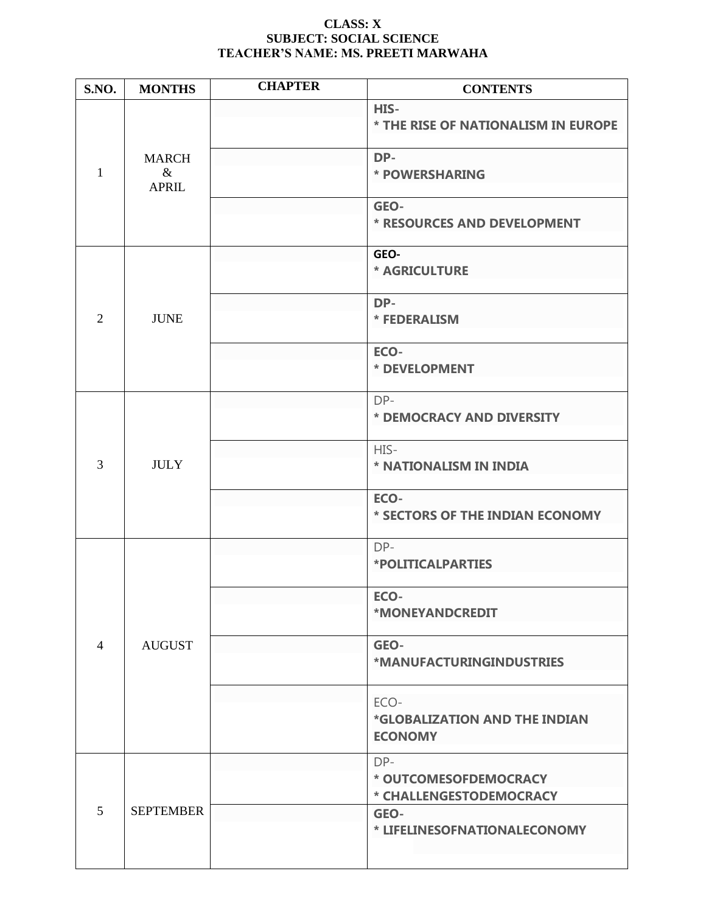**CLASS: X**
**SUBJECT: SOCIAL SCIENCE**
**TEACHER'S NAME: MS. PREETI MARWAHA**

| S.NO. | MONTHS | CHAPTER | CONTENTS |
|---|---|---|---|
| 1 | MARCH & APRIL | | HIS- * THE RISE OF NATIONALISM IN EUROPE |
| | | | DP- * POWERSHARING |
| | | | GEO- * RESOURCES AND DEVELOPMENT |
| 2 | JUNE | | GEO- * AGRICULTURE |
| | | | DP- * FEDERALISM |
| | | | ECO- * DEVELOPMENT |
| 3 | JULY | | DP- * DEMOCRACY AND DIVERSITY |
| | | | HIS- * NATIONALISM IN INDIA |
| | | | ECO- * SECTORS OF THE INDIAN ECONOMY |
| 4 | AUGUST | | DP- *POLITICALPARTIES |
| | | | ECO- *MONEYANDCREDIT |
| | | | GEO- *MANUFACTURINGINDUSTRIES |
| | | | ECO- *GLOBALIZATION AND THE INDIAN ECONOMY |
| 5 | SEPTEMBER | | DP- * OUTCOMESOFDEMOCRACY * CHALLENGESTODEMOCRACY |
| | | | GEO- * LIFELINESOFNATIONALECONOMY |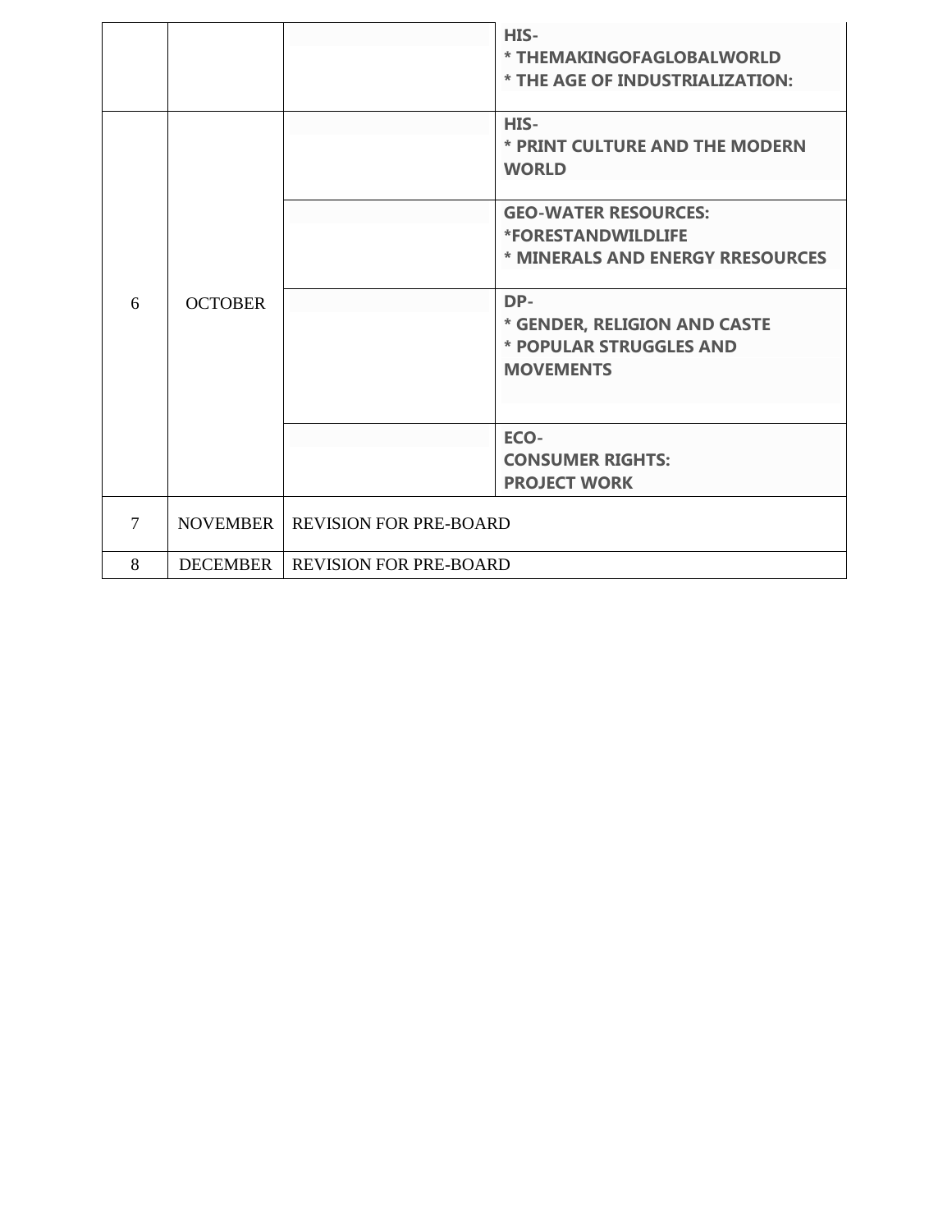| | | | |
|---|---|---|---|
| | | | HIS-<br>* THEMAKINGOFAGLOBALWORLD<br>* THE AGE OF INDUSTRIALIZATION: |
| 6 | OCTOBER | | HIS-<br>* PRINT CULTURE AND THE MODERN WORLD |
| | | | GEO-WATER RESOURCES:<br>*FORESTANDWILDLIFE<br>* MINERALS AND ENERGY RRESOURCES |
| | | | DP-<br>* GENDER, RELIGION AND CASTE<br>* POPULAR STRUGGLES AND MOVEMENTS |
| | | | ECO-<br>CONSUMER RIGHTS:<br>PROJECT WORK |
| 7 | NOVEMBER | REVISION FOR PRE-BOARD | |
| 8 | DECEMBER | REVISION FOR PRE-BOARD | |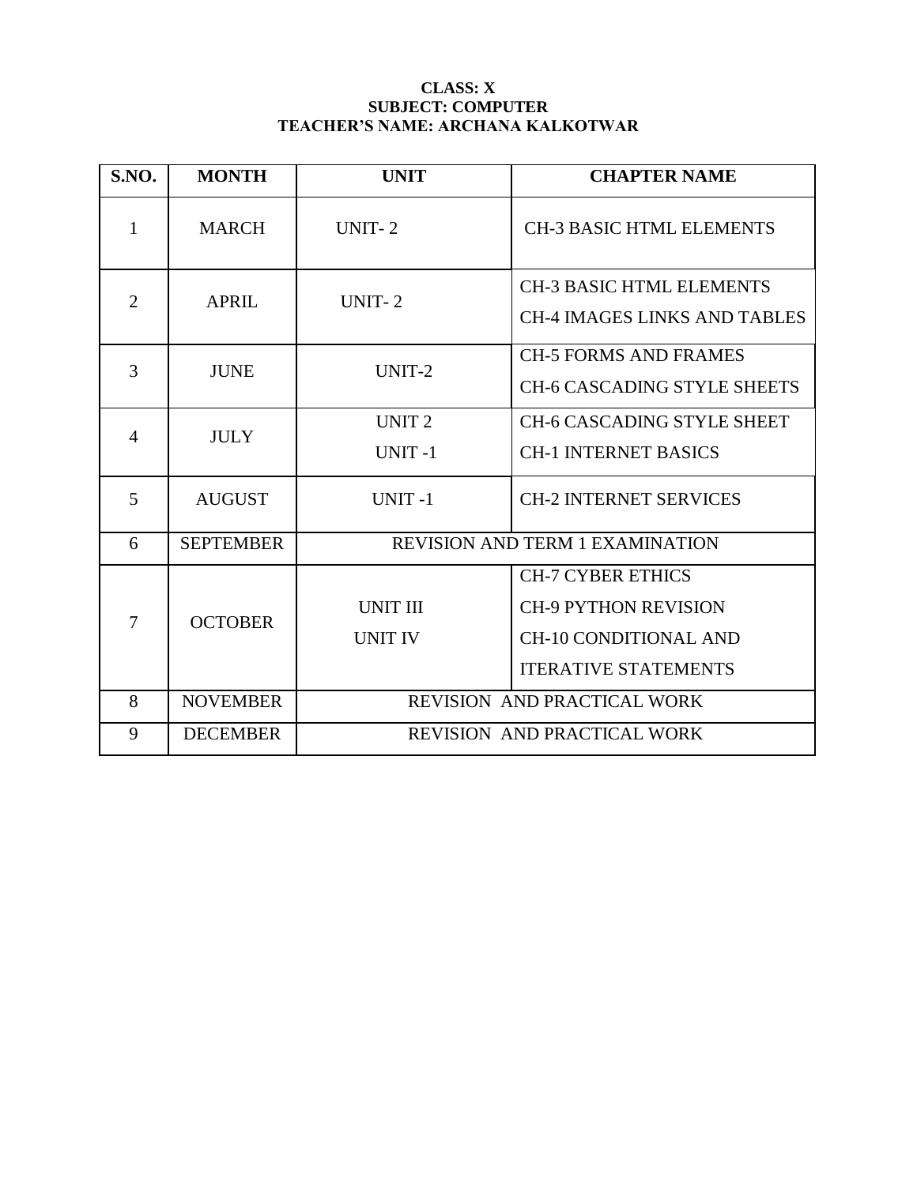**CLASS: X**
**SUBJECT: COMPUTER**
**TEACHER'S NAME: ARCHANA KALKOTWAR**

| S.NO. | MONTH | UNIT | CHAPTER NAME |
|---|---|---|---|
| 1 | MARCH | UNIT- 2 | CH-3 BASIC HTML ELEMENTS |
| 2 | APRIL | UNIT- 2 | CH-3 BASIC HTML ELEMENTS<br>CH-4 IMAGES LINKS AND TABLES |
| 3 | JUNE | UNIT-2 | CH-5 FORMS AND FRAMES<br>CH-6 CASCADING STYLE SHEETS |
| 4 | JULY | UNIT 2<br>UNIT -1 | CH-6 CASCADING STYLE SHEET<br>CH-1 INTERNET BASICS |
| 5 | AUGUST | UNIT -1 | CH-2 INTERNET SERVICES |
| 6 | SEPTEMBER | REVISION AND TERM 1 EXAMINATION | |
| 7 | OCTOBER | UNIT III<br>UNIT IV | CH-7 CYBER ETHICS<br>CH-9 PYTHON REVISION<br>CH-10 CONDITIONAL AND ITERATIVE STATEMENTS |
| 8 | NOVEMBER | REVISION AND PRACTICAL WORK | |
| 9 | DECEMBER | REVISION AND PRACTICAL WORK | |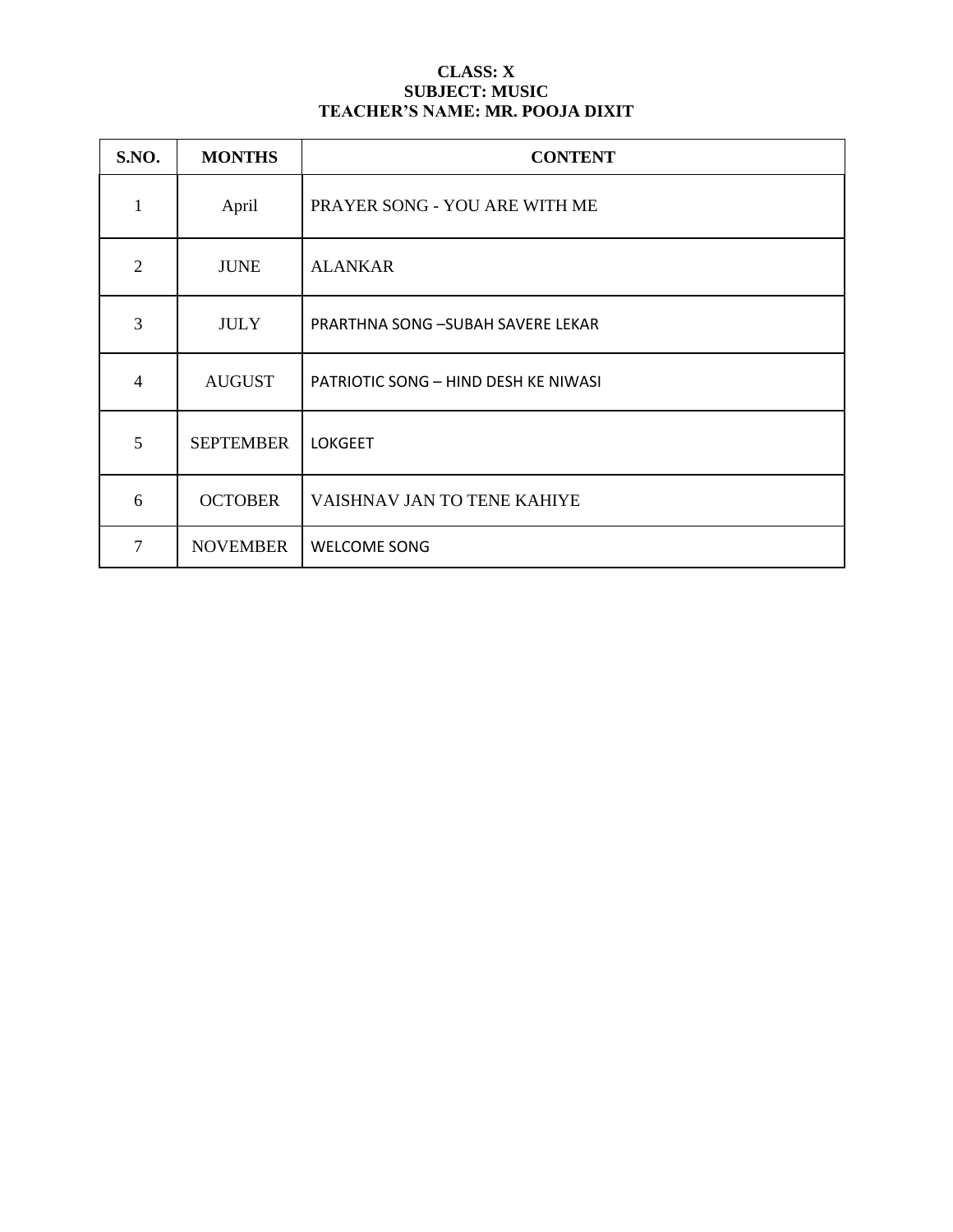**CLASS: X**
**SUBJECT: MUSIC**
**TEACHER'S NAME: MR. POOJA DIXIT**

| S.NO. | MONTHS | CONTENT |
|---|---|---|
| 1 | April | PRAYER SONG - YOU ARE WITH ME |
| 2 | JUNE | ALANKAR |
| 3 | JULY | PRARTHNA SONG –SUBAH SAVERE LEKAR |
| 4 | AUGUST | PATRIOTIC SONG – HIND DESH KE NIWASI |
| 5 | SEPTEMBER | LOKGEET |
| 6 | OCTOBER | VAISHNAV JAN TO TENE KAHIYE |
| 7 | NOVEMBER | WELCOME SONG |